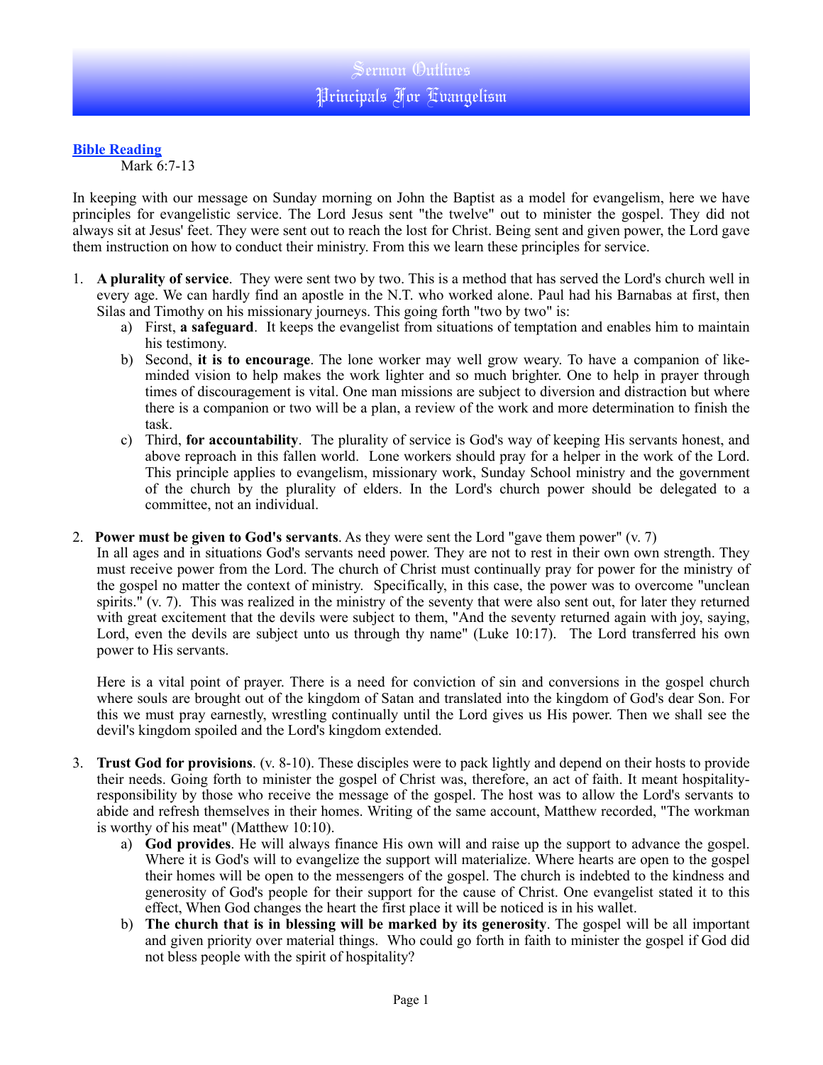# Sermon Outlines
# Principals For Evangelism

**Bible Reading**
Mark 6:7-13

In keeping with our message on Sunday morning on John the Baptist as a model for evangelism, here we have principles for evangelistic service. The Lord Jesus sent "the twelve" out to minister the gospel. They did not always sit at Jesus' feet. They were sent out to reach the lost for Christ. Being sent and given power, the Lord gave them instruction on how to conduct their ministry. From this we learn these principles for service.

1. **A plurality of service**. They were sent two by two. This is a method that has served the Lord's church well in every age. We can hardly find an apostle in the N.T. who worked alone. Paul had his Barnabas at first, then Silas and Timothy on his missionary journeys. This going forth "two by two" is:
   a) First, **a safeguard**. It keeps the evangelist from situations of temptation and enables him to maintain his testimony.
   b) Second, **it is to encourage**. The lone worker may well grow weary. To have a companion of like-minded vision to help makes the work lighter and so much brighter. One to help in prayer through times of discouragement is vital. One man missions are subject to diversion and distraction but where there is a companion or two will be a plan, a review of the work and more determination to finish the task.
   c) Third, **for accountability**. The plurality of service is God's way of keeping His servants honest, and above reproach in this fallen world. Lone workers should pray for a helper in the work of the Lord. This principle applies to evangelism, missionary work, Sunday School ministry and the government of the church by the plurality of elders. In the Lord's church power should be delegated to a committee, not an individual.

2. **Power must be given to God's servants**. As they were sent the Lord "gave them power" (v. 7)
   In all ages and in situations God's servants need power. They are not to rest in their own own strength. They must receive power from the Lord. The church of Christ must continually pray for power for the ministry of the gospel no matter the context of ministry. Specifically, in this case, the power was to overcome "unclean spirits." (v. 7). This was realized in the ministry of the seventy that were also sent out, for later they returned with great excitement that the devils were subject to them, "And the seventy returned again with joy, saying, Lord, even the devils are subject unto us through thy name" (Luke 10:17). The Lord transferred his own power to His servants.

   Here is a vital point of prayer. There is a need for conviction of sin and conversions in the gospel church where souls are brought out of the kingdom of Satan and translated into the kingdom of God's dear Son. For this we must pray earnestly, wrestling continually until the Lord gives us His power. Then we shall see the devil's kingdom spoiled and the Lord's kingdom extended.

3. **Trust God for provisions**. (v. 8-10). These disciples were to pack lightly and depend on their hosts to provide their needs. Going forth to minister the gospel of Christ was, therefore, an act of faith. It meant hospitality-responsibility by those who receive the message of the gospel. The host was to allow the Lord's servants to abide and refresh themselves in their homes. Writing of the same account, Matthew recorded, "The workman is worthy of his meat" (Matthew 10:10).
   a) **God provides**. He will always finance His own will and raise up the support to advance the gospel. Where it is God's will to evangelize the support will materialize. Where hearts are open to the gospel their homes will be open to the messengers of the gospel. The church is indebted to the kindness and generosity of God's people for their support for the cause of Christ. One evangelist stated it to this effect, When God changes the heart the first place it will be noticed is in his wallet.
   b) **The church that is in blessing will be marked by its generosity**. The gospel will be all important and given priority over material things. Who could go forth in faith to minister the gospel if God did not bless people with the spirit of hospitality?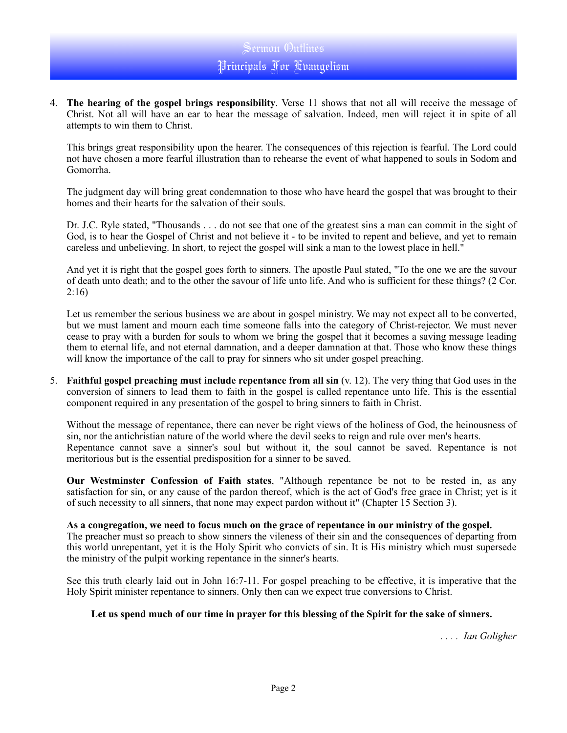4. **The hearing of the gospel brings responsibility**. Verse 11 shows that not all will receive the message of Christ. Not all will have an ear to hear the message of salvation. Indeed, men will reject it in spite of all attempts to win them to Christ.

   This brings great responsibility upon the hearer. The consequences of this rejection is fearful. The Lord could not have chosen a more fearful illustration than to rehearse the event of what happened to souls in Sodom and Gomorrha.

   The judgment day will bring great condemnation to those who have heard the gospel that was brought to their homes and their hearts for the salvation of their souls.

   Dr. J.C. Ryle stated, "Thousands . . . do not see that one of the greatest sins a man can commit in the sight of God, is to hear the Gospel of Christ and not believe it - to be invited to repent and believe, and yet to remain careless and unbelieving. In short, to reject the gospel will sink a man to the lowest place in hell."

   And yet it is right that the gospel goes forth to sinners. The apostle Paul stated, "To the one we are the savour of death unto death; and to the other the savour of life unto life. And who is sufficient for these things? (2 Cor. 2:16)

   Let us remember the serious business we are about in gospel ministry. We may not expect all to be converted, but we must lament and mourn each time someone falls into the category of Christ-rejector. We must never cease to pray with a burden for souls to whom we bring the gospel that it becomes a saving message leading them to eternal life, and not eternal damnation, and a deeper damnation at that. Those who know these things will know the importance of the call to pray for sinners who sit under gospel preaching.

5. **Faithful gospel preaching must include repentance from all sin** (v. 12). The very thing that God uses in the conversion of sinners to lead them to faith in the gospel is called repentance unto life. This is the essential component required in any presentation of the gospel to bring sinners to faith in Christ.

   Without the message of repentance, there can never be right views of the holiness of God, the heinousness of sin, nor the antichristian nature of the world where the devil seeks to reign and rule over men's hearts. Repentance cannot save a sinner's soul but without it, the soul cannot be saved. Repentance is not meritorious but is the essential predisposition for a sinner to be saved.

   **Our Westminster Confession of Faith states**, "Although repentance be not to be rested in, as any satisfaction for sin, or any cause of the pardon thereof, which is the act of God's free grace in Christ; yet is it of such necessity to all sinners, that none may expect pardon without it" (Chapter 15 Section 3).

   **As a congregation, we need to focus much on the grace of repentance in our ministry of the gospel.** The preacher must so preach to show sinners the vileness of their sin and the consequences of departing from this world unrepentant, yet it is the Holy Spirit who convicts of sin. It is His ministry which must supersede the ministry of the pulpit working repentance in the sinner's hearts.

   See this truth clearly laid out in John 16:7-11. For gospel preaching to be effective, it is imperative that the Holy Spirit minister repentance to sinners. Only then can we expect true conversions to Christ.

**Let us spend much of our time in prayer for this blessing of the Spirit for the sake of sinners.**

. . . . *Ian Goligher*